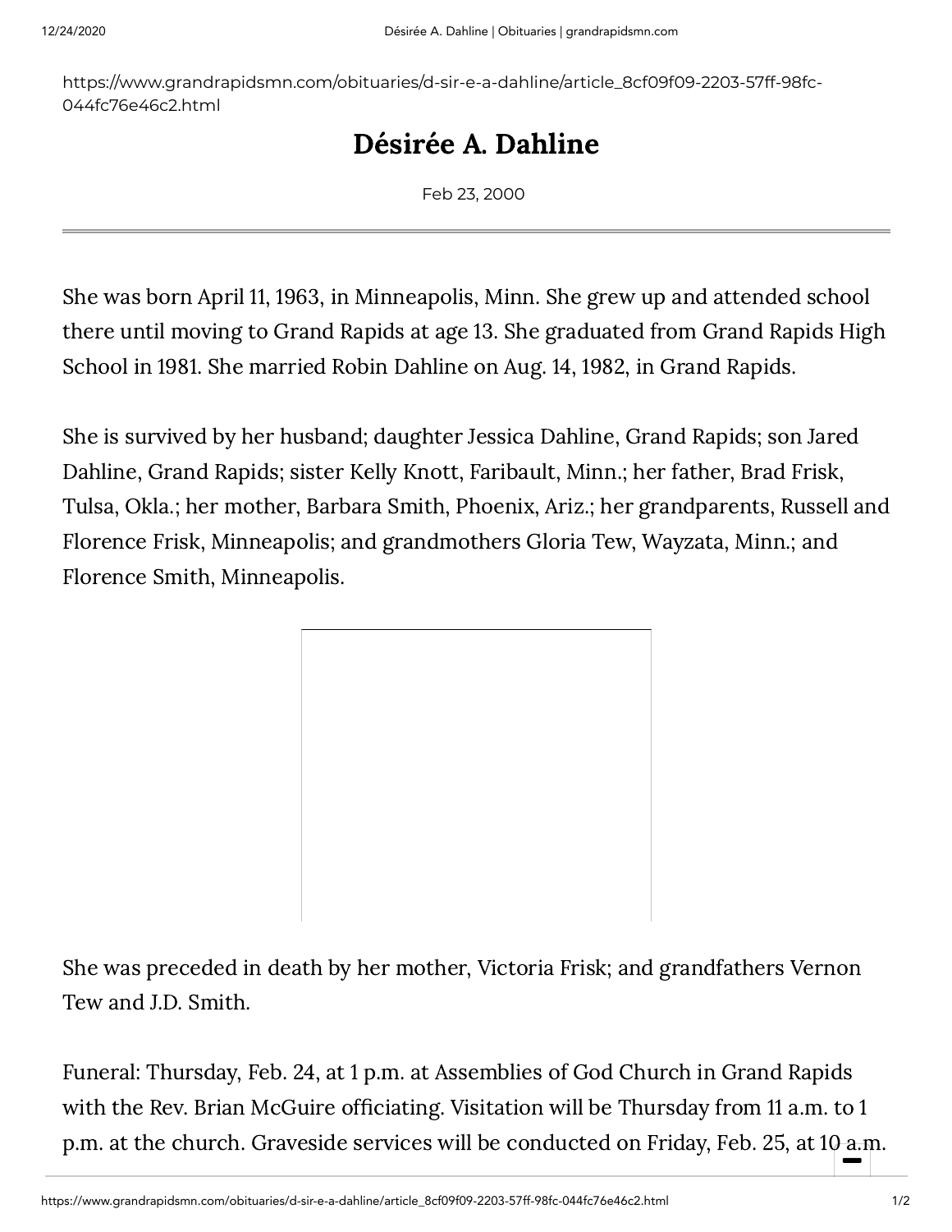https://www.grandrapidsmn.com/obituaries/d-sir-e-a-dahline/article_8cf09f09-2203-57ff-98fc-044fc76e46c2.html

# Désirée A. Dahline

Feb 23, 2000

She was born April 11, 1963, in Minneapolis, Minn. She grew up and attended school there until moving to Grand Rapids at age 13. She graduated from Grand Rapids High School in 1981. She married Robin Dahline on Aug. 14, 1982, in Grand Rapids.

She is survived by her husband; daughter Jessica Dahline, Grand Rapids; son Jared Dahline, Grand Rapids; sister Kelly Knott, Faribault, Minn.; her father, Brad Frisk, Tulsa, Okla.; her mother, Barbara Smith, Phoenix, Ariz.; her grandparents, Russell and Florence Frisk, Minneapolis; and grandmothers Gloria Tew, Wayzata, Minn.; and Florence Smith, Minneapolis.

She was preceded in death by her mother, Victoria Frisk; and grandfathers Vernon Tew and J.D. Smith.

Funeral: Thursday, Feb. 24, at 1 p.m. at Assemblies of God Church in Grand Rapids with the Rev. Brian McGuire officiating. Visitation will be Thursday from 11 a.m. to 1 p.m. at the church. Graveside services will be conducted on Friday, Feb. 25, at 10 a.m.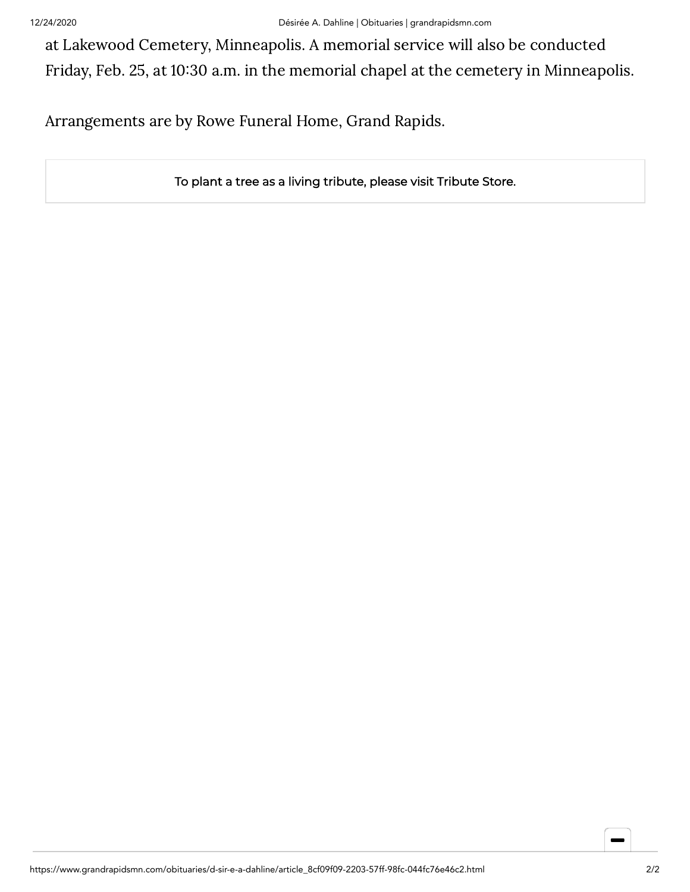at Lakewood Cemetery, Minneapolis. A memorial service will also be conducted Friday, Feb. 25, at 10:30 a.m. in the memorial chapel at the cemetery in Minneapolis.

Arrangements are by Rowe Funeral Home, Grand Rapids.

To plant a tree as a living tribute, please visit Tribute Store.